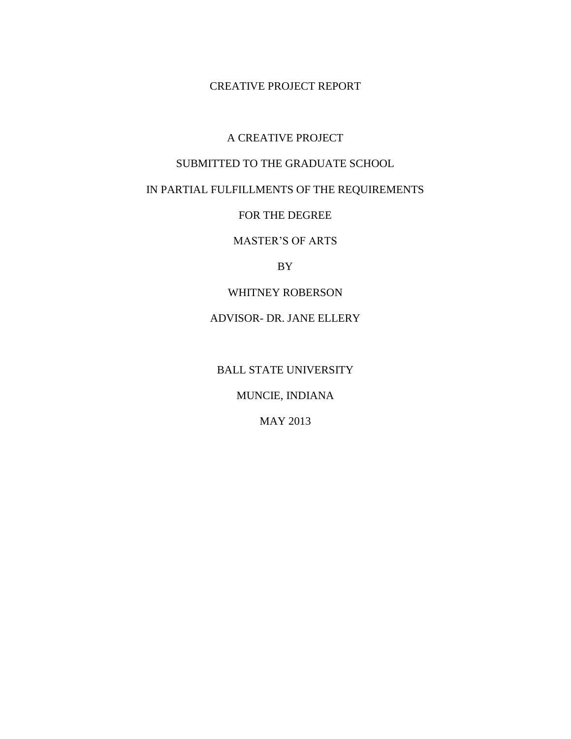# CREATIVE PROJECT REPORT

A CREATIVE PROJECT

SUBMITTED TO THE GRADUATE SCHOOL

IN PARTIAL FULFILLMENTS OF THE REQUIREMENTS

FOR THE DEGREE

MASTER'S OF ARTS

BY

WHITNEY ROBERSON

ADVISOR- DR. JANE ELLERY

BALL STATE UNIVERSITY

MUNCIE, INDIANA

MAY 2013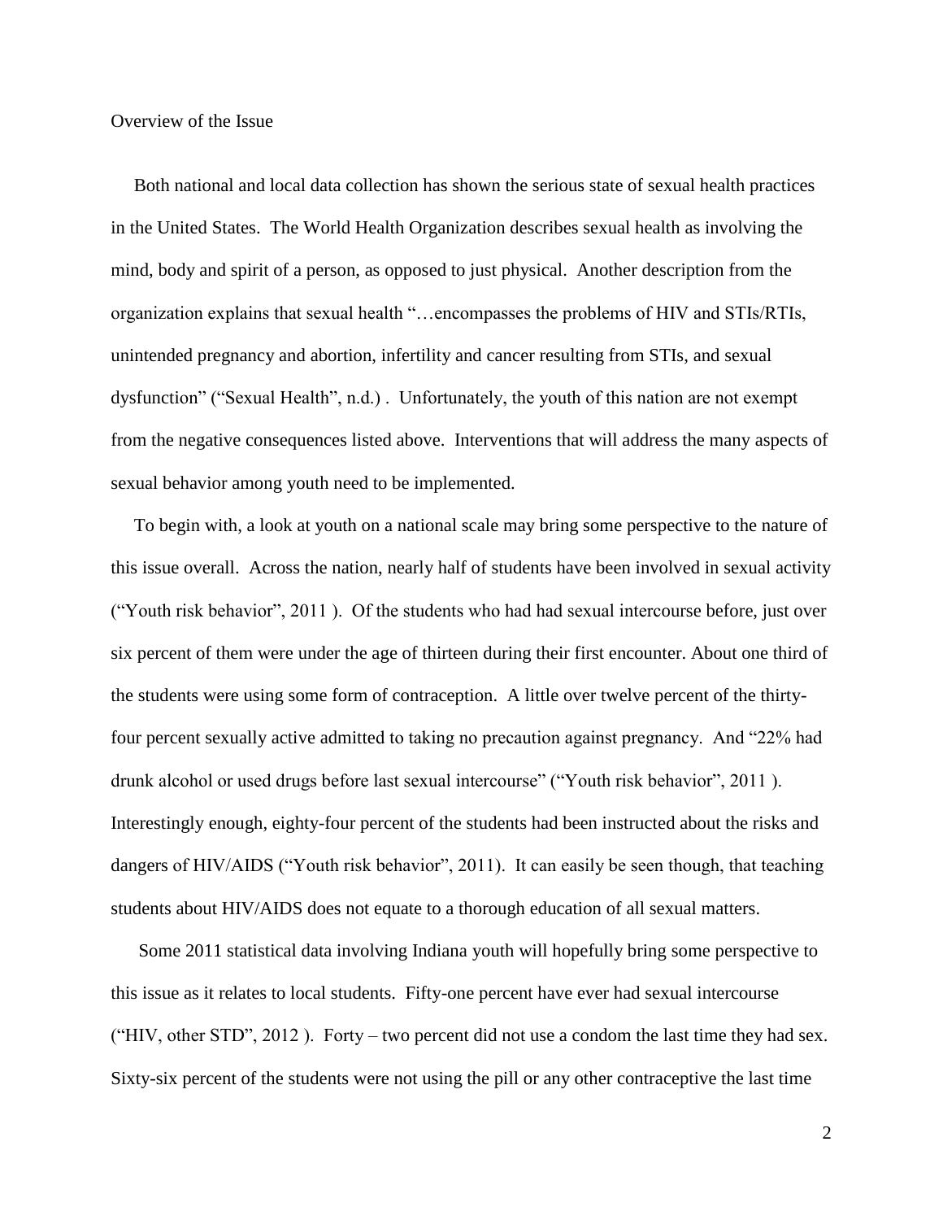Overview of the Issue

Both national and local data collection has shown the serious state of sexual health practices in the United States. The World Health Organization describes sexual health as involving the mind, body and spirit of a person, as opposed to just physical. Another description from the organization explains that sexual health "…encompasses the problems of HIV and STIs/RTIs, unintended pregnancy and abortion, infertility and cancer resulting from STIs, and sexual dysfunction" ("Sexual Health", n.d.) . Unfortunately, the youth of this nation are not exempt from the negative consequences listed above. Interventions that will address the many aspects of sexual behavior among youth need to be implemented.

To begin with, a look at youth on a national scale may bring some perspective to the nature of this issue overall. Across the nation, nearly half of students have been involved in sexual activity ("Youth risk behavior", 2011 ). Of the students who had had sexual intercourse before, just over six percent of them were under the age of thirteen during their first encounter. About one third of the students were using some form of contraception. A little over twelve percent of the thirty-four percent sexually active admitted to taking no precaution against pregnancy. And "22% had drunk alcohol or used drugs before last sexual intercourse" ("Youth risk behavior", 2011 ). Interestingly enough, eighty-four percent of the students had been instructed about the risks and dangers of HIV/AIDS ("Youth risk behavior", 2011). It can easily be seen though, that teaching students about HIV/AIDS does not equate to a thorough education of all sexual matters.

Some 2011 statistical data involving Indiana youth will hopefully bring some perspective to this issue as it relates to local students. Fifty-one percent have ever had sexual intercourse ("HIV, other STD", 2012 ). Forty – two percent did not use a condom the last time they had sex. Sixty-six percent of the students were not using the pill or any other contraceptive the last time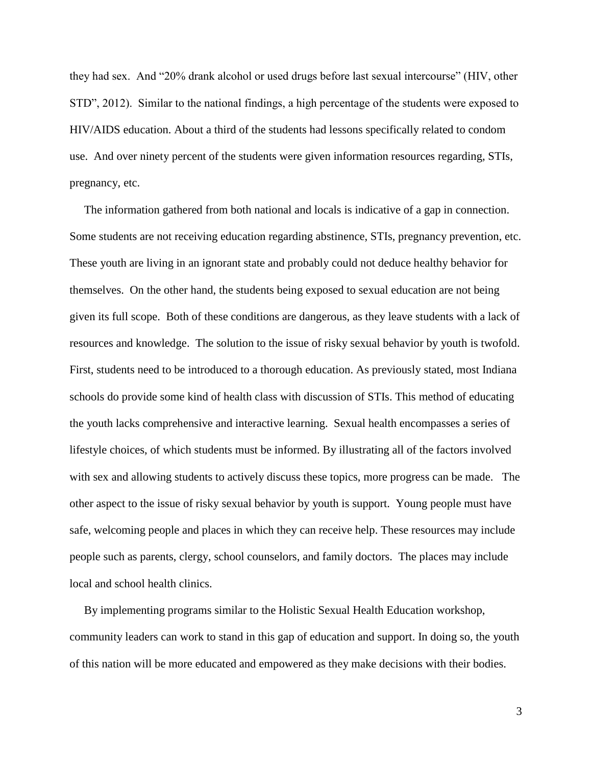they had sex. And "20% drank alcohol or used drugs before last sexual intercourse" (HIV, other STD", 2012). Similar to the national findings, a high percentage of the students were exposed to HIV/AIDS education. About a third of the students had lessons specifically related to condom use. And over ninety percent of the students were given information resources regarding, STIs, pregnancy, etc.

The information gathered from both national and locals is indicative of a gap in connection. Some students are not receiving education regarding abstinence, STIs, pregnancy prevention, etc. These youth are living in an ignorant state and probably could not deduce healthy behavior for themselves. On the other hand, the students being exposed to sexual education are not being given its full scope. Both of these conditions are dangerous, as they leave students with a lack of resources and knowledge. The solution to the issue of risky sexual behavior by youth is twofold. First, students need to be introduced to a thorough education. As previously stated, most Indiana schools do provide some kind of health class with discussion of STIs. This method of educating the youth lacks comprehensive and interactive learning. Sexual health encompasses a series of lifestyle choices, of which students must be informed. By illustrating all of the factors involved with sex and allowing students to actively discuss these topics, more progress can be made. The other aspect to the issue of risky sexual behavior by youth is support. Young people must have safe, welcoming people and places in which they can receive help. These resources may include people such as parents, clergy, school counselors, and family doctors. The places may include local and school health clinics.

By implementing programs similar to the Holistic Sexual Health Education workshop, community leaders can work to stand in this gap of education and support. In doing so, the youth of this nation will be more educated and empowered as they make decisions with their bodies.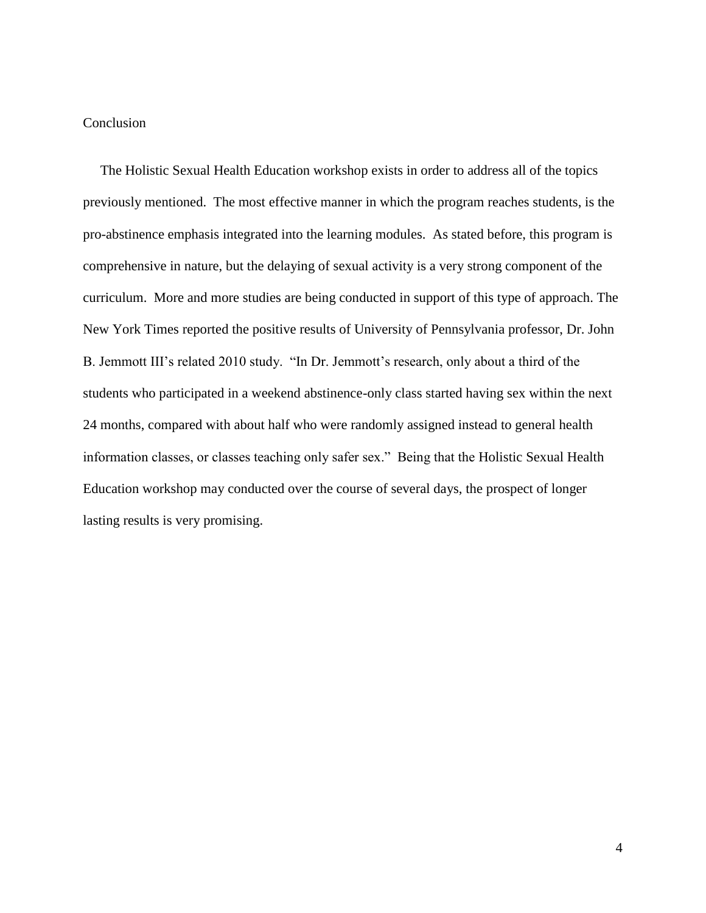## Conclusion

The Holistic Sexual Health Education workshop exists in order to address all of the topics previously mentioned. The most effective manner in which the program reaches students, is the pro-abstinence emphasis integrated into the learning modules. As stated before, this program is comprehensive in nature, but the delaying of sexual activity is a very strong component of the curriculum. More and more studies are being conducted in support of this type of approach. The New York Times reported the positive results of University of Pennsylvania professor, Dr. John B. Jemmott III's related 2010 study. "In Dr. Jemmott's research, only about a third of the students who participated in a weekend abstinence-only class started having sex within the next 24 months, compared with about half who were randomly assigned instead to general health information classes, or classes teaching only safer sex." Being that the Holistic Sexual Health Education workshop may conducted over the course of several days, the prospect of longer lasting results is very promising.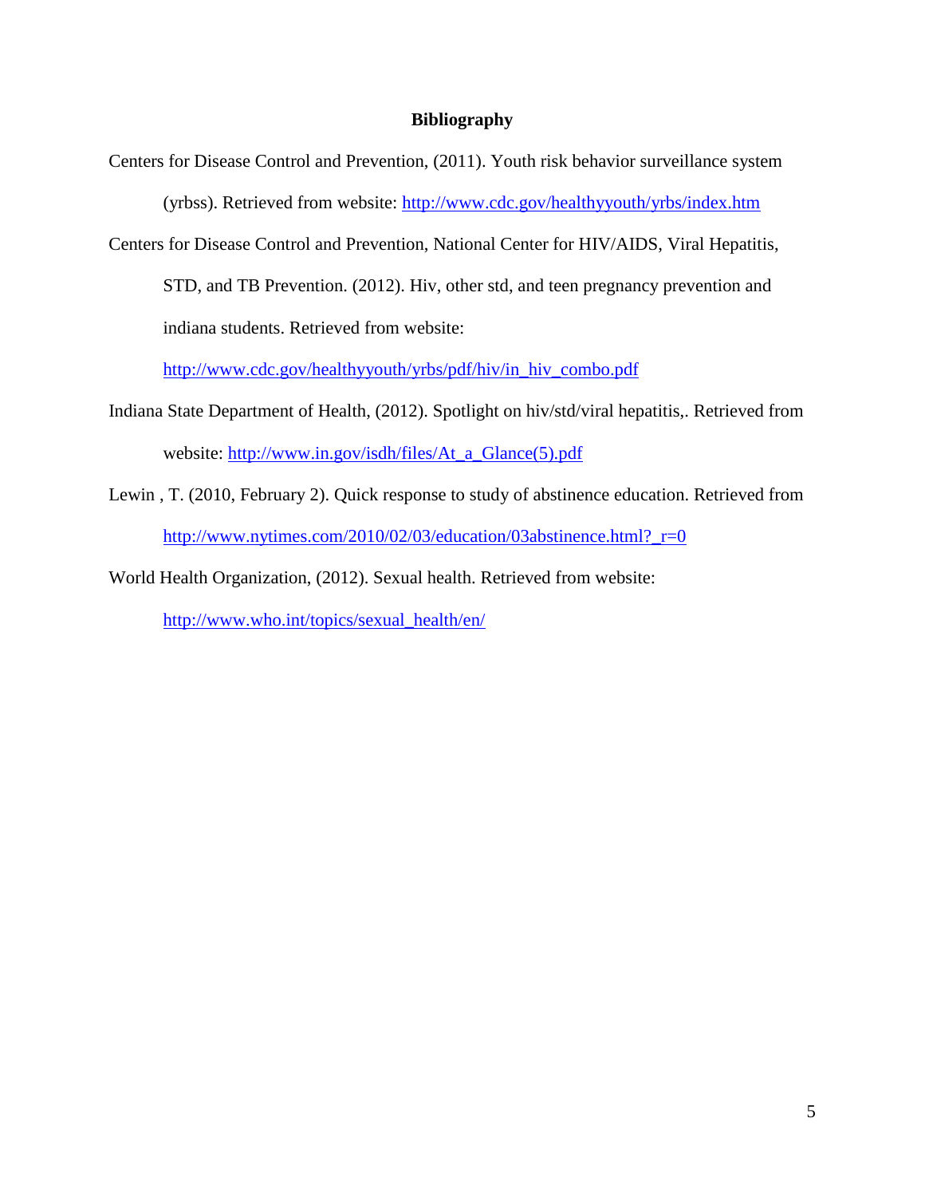# Bibliography

Centers for Disease Control and Prevention, (2011). Youth risk behavior surveillance system (yrbss). Retrieved from website: http://www.cdc.gov/healthyyouth/yrbs/index.htm

Centers for Disease Control and Prevention, National Center for HIV/AIDS, Viral Hepatitis, STD, and TB Prevention. (2012). Hiv, other std, and teen pregnancy prevention and indiana students. Retrieved from website: http://www.cdc.gov/healthyyouth/yrbs/pdf/hiv/in_hiv_combo.pdf

Indiana State Department of Health, (2012). Spotlight on hiv/std/viral hepatitis,. Retrieved from website: http://www.in.gov/isdh/files/At_a_Glance(5).pdf

Lewin , T. (2010, February 2). Quick response to study of abstinence education. Retrieved from http://www.nytimes.com/2010/02/03/education/03abstinence.html?_r=0

World Health Organization, (2012). Sexual health. Retrieved from website: http://www.who.int/topics/sexual_health/en/